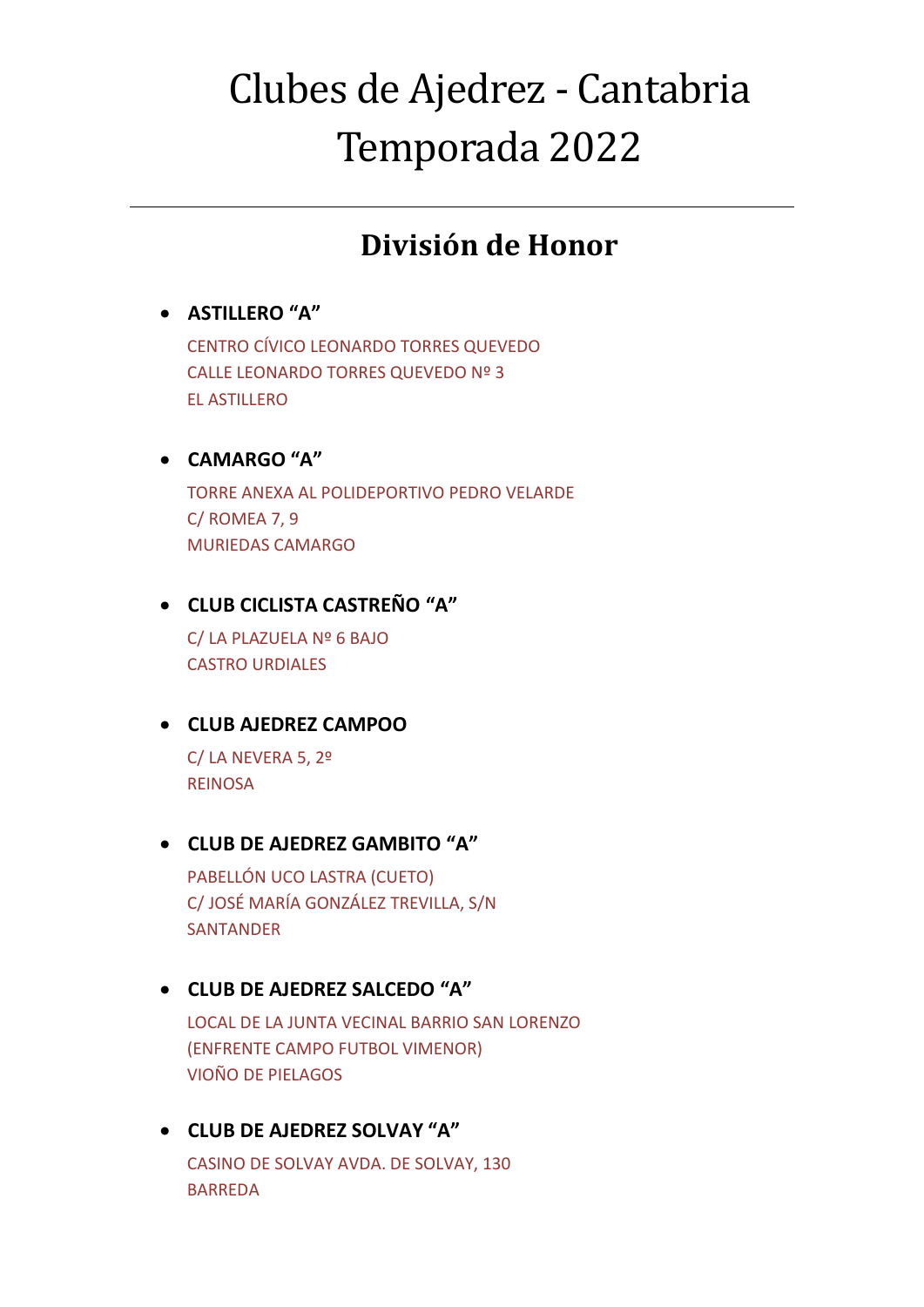# Clubes de Ajedrez - Cantabria
# Temporada 2022

---

## División de Honor

- **ASTILLERO "A"**

  CENTRO CÍVICO LEONARDO TORRES QUEVEDO
  CALLE LEONARDO TORRES QUEVEDO Nº 3
  EL ASTILLERO

- **CAMARGO "A"**

  TORRE ANEXA AL POLIDEPORTIVO PEDRO VELARDE
  C/ ROMEA 7, 9
  MURIEDAS CAMARGO

- **CLUB CICLISTA CASTREÑO "A"**

  C/ LA PLAZUELA Nº 6 BAJO
  CASTRO URDIALES

- **CLUB AJEDREZ CAMPOO**

  C/ LA NEVERA 5, 2º
  REINOSA

- **CLUB DE AJEDREZ GAMBITO "A"**

  PABELLÓN UCO LASTRA (CUETO)
  C/ JOSÉ MARÍA GONZÁLEZ TREVILLA, S/N
  SANTANDER

- **CLUB DE AJEDREZ SALCEDO "A"**

  LOCAL DE LA JUNTA VECINAL BARRIO SAN LORENZO
  (ENFRENTE CAMPO FUTBOL VIMENOR)
  VIOÑO DE PIELAGOS

- **CLUB DE AJEDREZ SOLVAY "A"**

  CASINO DE SOLVAY AVDA. DE SOLVAY, 130
  BARREDA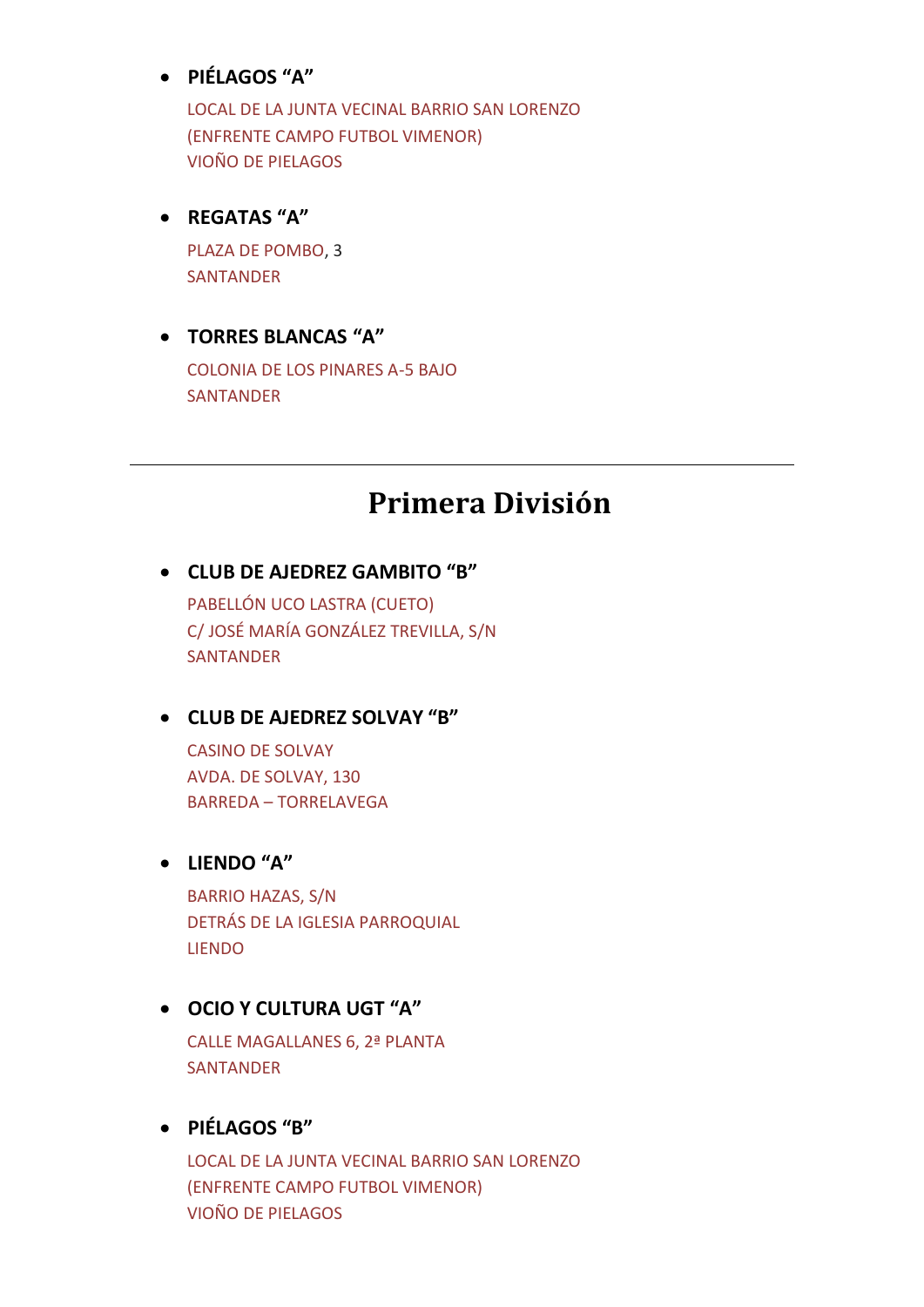- **PIÉLAGOS "A"**

  LOCAL DE LA JUNTA VECINAL BARRIO SAN LORENZO
  (ENFRENTE CAMPO FUTBOL VIMENOR)
  VIOÑO DE PIELAGOS

- **REGATAS "A"**

  PLAZA DE POMBO, 3
  SANTANDER

- **TORRES BLANCAS "A"**

  COLONIA DE LOS PINARES A-5 BAJO
  SANTANDER

---

## Primera División

- **CLUB DE AJEDREZ GAMBITO "B"**

  PABELLÓN UCO LASTRA (CUETO)
  C/ JOSÉ MARÍA GONZÁLEZ TREVILLA, S/N
  SANTANDER

- **CLUB DE AJEDREZ SOLVAY "B"**

  CASINO DE SOLVAY
  AVDA. DE SOLVAY, 130
  BARREDA – TORRELAVEGA

- **LIENDO "A"**

  BARRIO HAZAS, S/N
  DETRÁS DE LA IGLESIA PARROQUIAL
  LIENDO

- **OCIO Y CULTURA UGT "A"**

  CALLE MAGALLANES 6, 2ª PLANTA
  SANTANDER

- **PIÉLAGOS "B"**

  LOCAL DE LA JUNTA VECINAL BARRIO SAN LORENZO
  (ENFRENTE CAMPO FUTBOL VIMENOR)
  VIOÑO DE PIELAGOS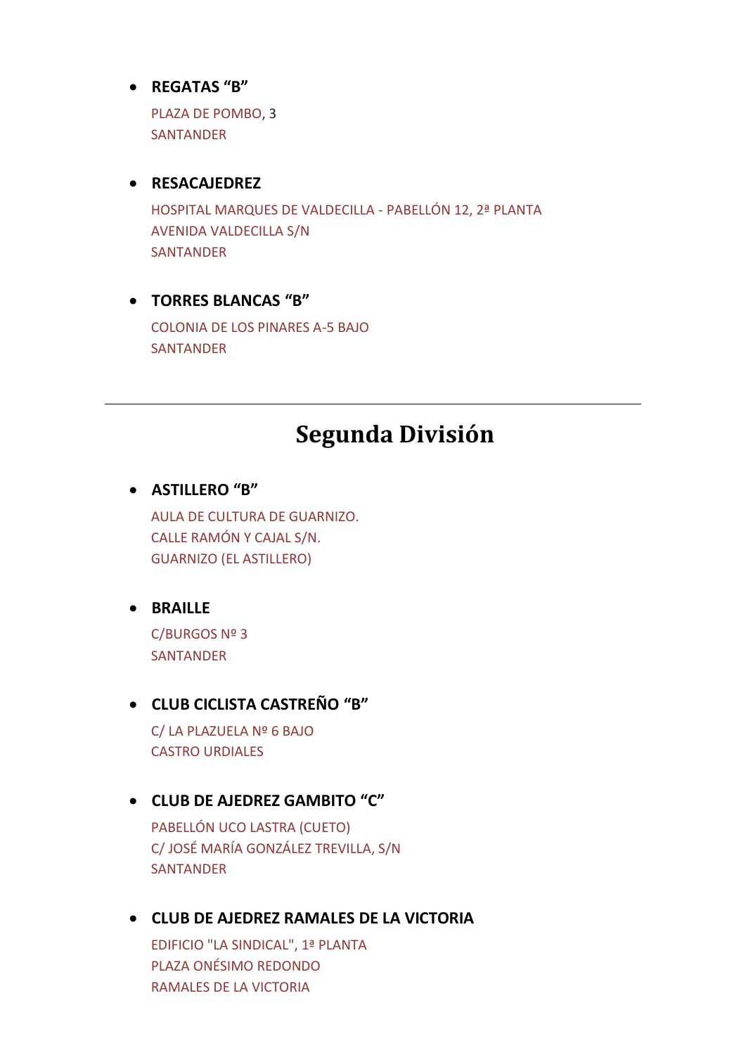- **REGATAS “B”**

  PLAZA DE POMBO, 3
  SANTANDER

- **RESACAJEDREZ**

  HOSPITAL MARQUES DE VALDECILLA - PABELLÓN 12, 2ª PLANTA
  AVENIDA VALDECILLA S/N
  SANTANDER

- **TORRES BLANCAS “B”**

  COLONIA DE LOS PINARES A-5 BAJO
  SANTANDER

---

# Segunda División

- **ASTILLERO “B”**

  AULA DE CULTURA DE GUARNIZO.
  CALLE RAMÓN Y CAJAL S/N.
  GUARNIZO (EL ASTILLERO)

- **BRAILLE**

  C/BURGOS Nº 3
  SANTANDER

- **CLUB CICLISTA CASTREÑO “B”**

  C/ LA PLAZUELA Nº 6 BAJO
  CASTRO URDIALES

- **CLUB DE AJEDREZ GAMBITO “C”**

  PABELLÓN UCO LASTRA (CUETO)
  C/ JOSÉ MARÍA GONZÁLEZ TREVILLA, S/N
  SANTANDER

- **CLUB DE AJEDREZ RAMALES DE LA VICTORIA**

  EDIFICIO "LA SINDICAL", 1ª PLANTA
  PLAZA ONÉSIMO REDONDO
  RAMALES DE LA VICTORIA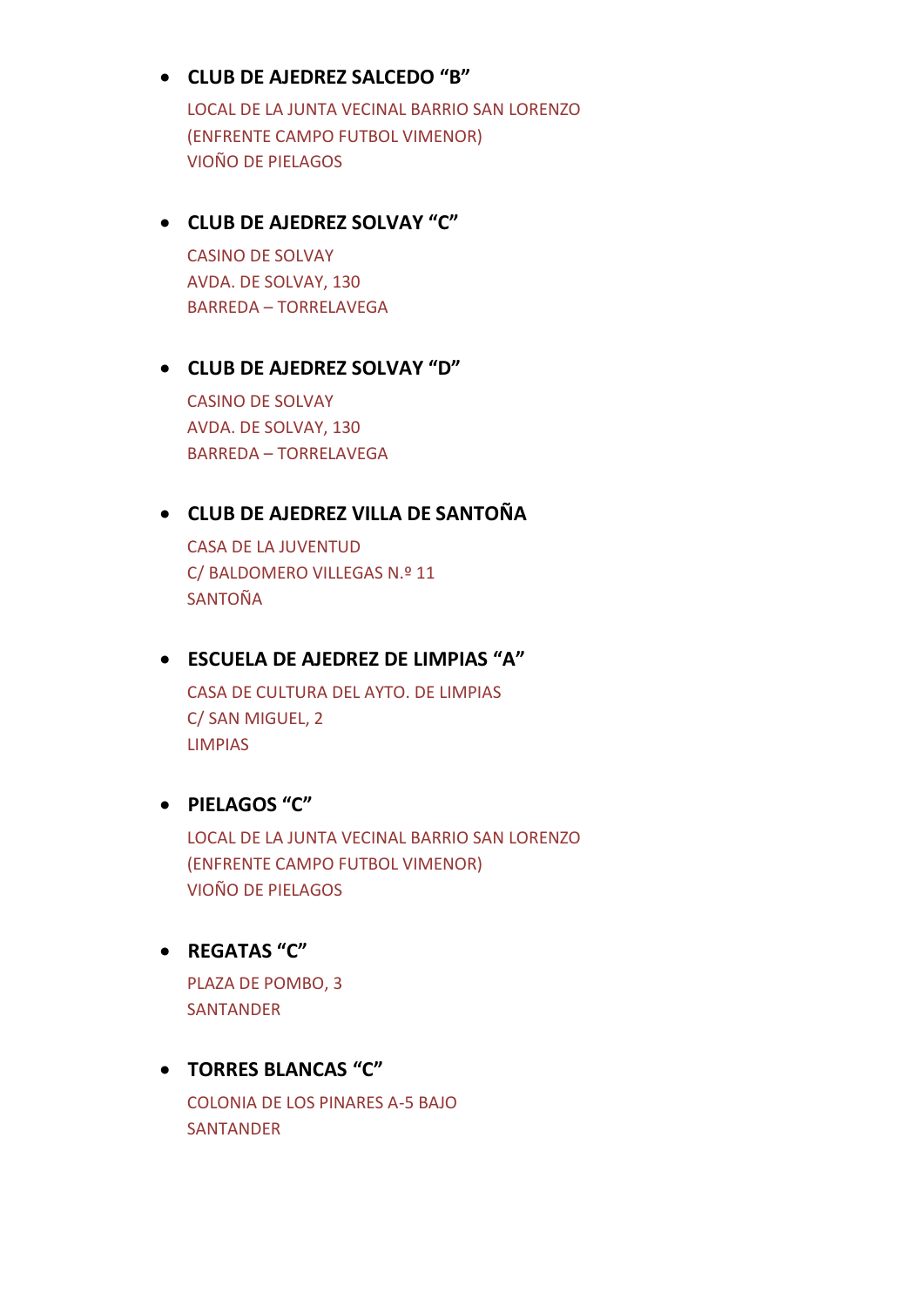- **CLUB DE AJEDREZ SALCEDO "B"**

  LOCAL DE LA JUNTA VECINAL BARRIO SAN LORENZO
  (ENFRENTE CAMPO FUTBOL VIMENOR)
  VIOÑO DE PIELAGOS

- **CLUB DE AJEDREZ SOLVAY "C"**

  CASINO DE SOLVAY
  AVDA. DE SOLVAY, 130
  BARREDA – TORRELAVEGA

- **CLUB DE AJEDREZ SOLVAY "D"**

  CASINO DE SOLVAY
  AVDA. DE SOLVAY, 130
  BARREDA – TORRELAVEGA

- **CLUB DE AJEDREZ VILLA DE SANTOÑA**

  CASA DE LA JUVENTUD
  C/ BALDOMERO VILLEGAS N.º 11
  SANTOÑA

- **ESCUELA DE AJEDREZ DE LIMPIAS "A"**

  CASA DE CULTURA DEL AYTO. DE LIMPIAS
  C/ SAN MIGUEL, 2
  LIMPIAS

- **PIELAGOS "C"**

  LOCAL DE LA JUNTA VECINAL BARRIO SAN LORENZO
  (ENFRENTE CAMPO FUTBOL VIMENOR)
  VIOÑO DE PIELAGOS

- **REGATAS "C"**

  PLAZA DE POMBO, 3
  SANTANDER

- **TORRES BLANCAS "C"**

  COLONIA DE LOS PINARES A-5 BAJO
  SANTANDER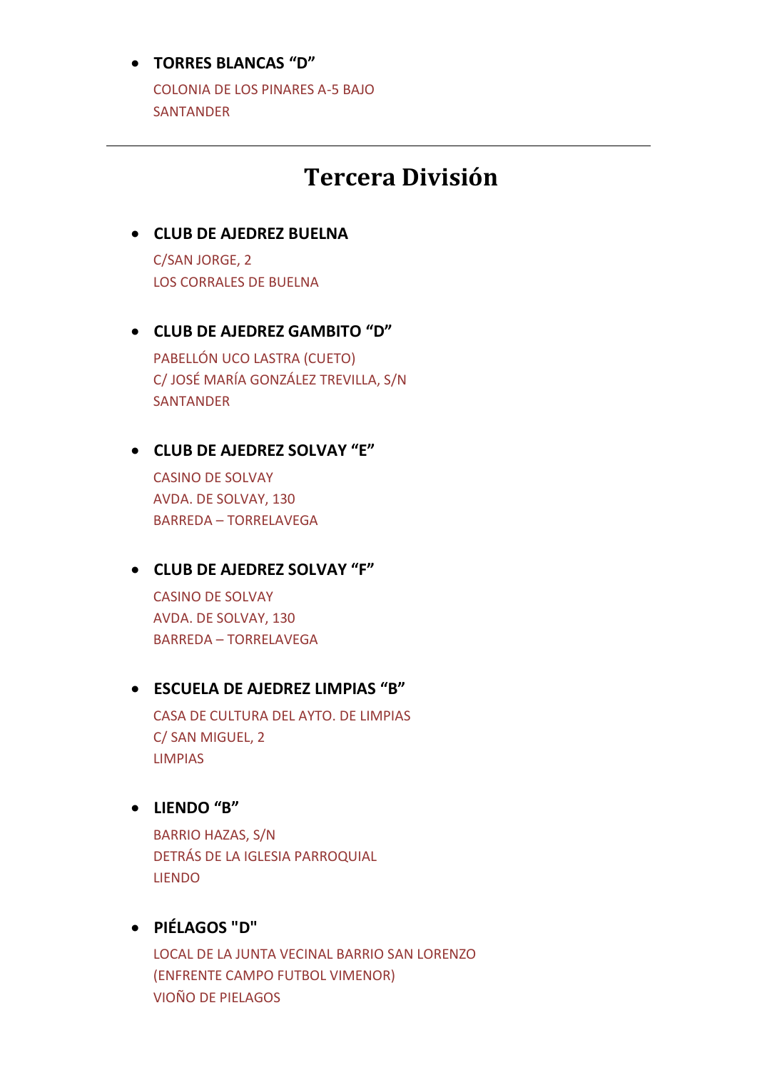- **TORRES BLANCAS "D"**

  COLONIA DE LOS PINARES A-5 BAJO
  SANTANDER

---

## Tercera División

- **CLUB DE AJEDREZ BUELNA**

  C/SAN JORGE, 2
  LOS CORRALES DE BUELNA

- **CLUB DE AJEDREZ GAMBITO "D"**

  PABELLÓN UCO LASTRA (CUETO)
  C/ JOSÉ MARÍA GONZÁLEZ TREVILLA, S/N
  SANTANDER

- **CLUB DE AJEDREZ SOLVAY "E"**

  CASINO DE SOLVAY
  AVDA. DE SOLVAY, 130
  BARREDA – TORRELAVEGA

- **CLUB DE AJEDREZ SOLVAY "F"**

  CASINO DE SOLVAY
  AVDA. DE SOLVAY, 130
  BARREDA – TORRELAVEGA

- **ESCUELA DE AJEDREZ LIMPIAS "B"**

  CASA DE CULTURA DEL AYTO. DE LIMPIAS
  C/ SAN MIGUEL, 2
  LIMPIAS

- **LIENDO "B"**

  BARRIO HAZAS, S/N
  DETRÁS DE LA IGLESIA PARROQUIAL
  LIENDO

- **PIÉLAGOS "D"**

  LOCAL DE LA JUNTA VECINAL BARRIO SAN LORENZO
  (ENFRENTE CAMPO FUTBOL VIMENOR)
  VIOÑO DE PIELAGOS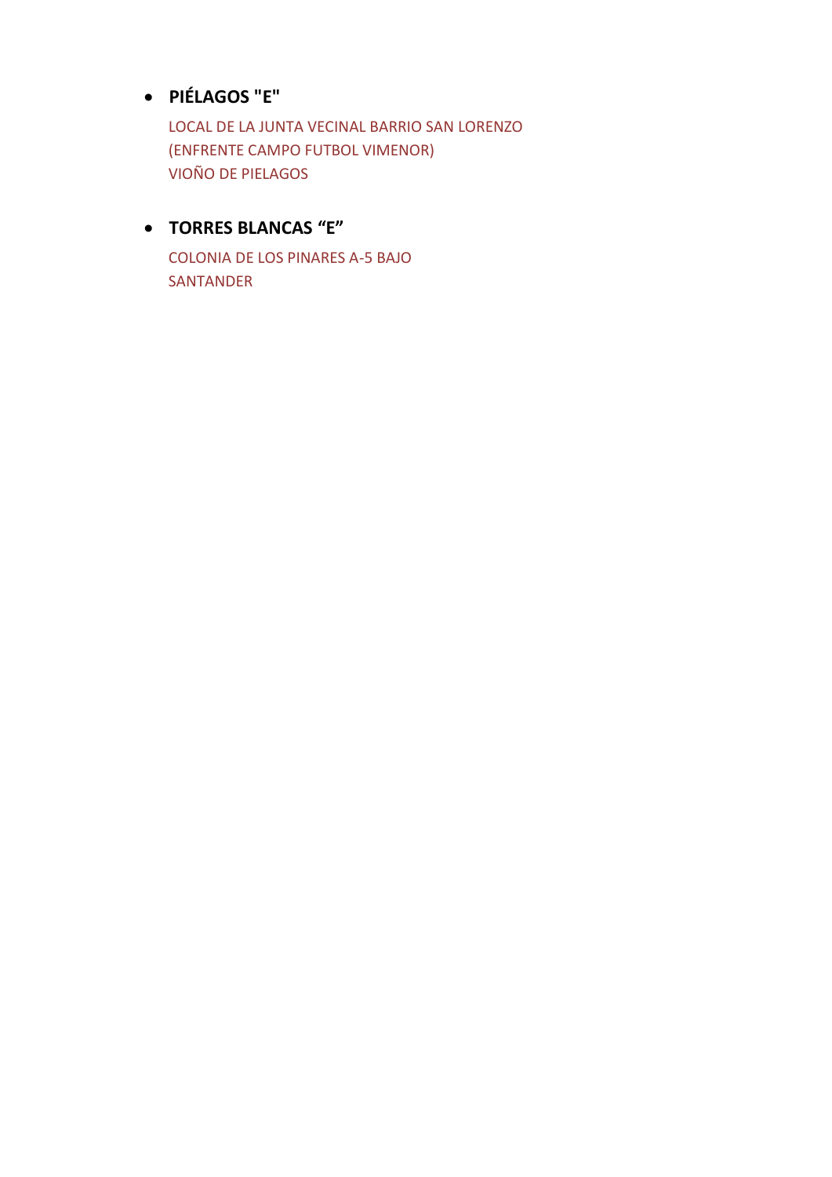- **PIÉLAGOS "E"**

  LOCAL DE LA JUNTA VECINAL BARRIO SAN LORENZO
  (ENFRENTE CAMPO FUTBOL VIMENOR)
  VIOÑO DE PIELAGOS

- **TORRES BLANCAS "E"**

  COLONIA DE LOS PINARES A-5 BAJO
  SANTANDER